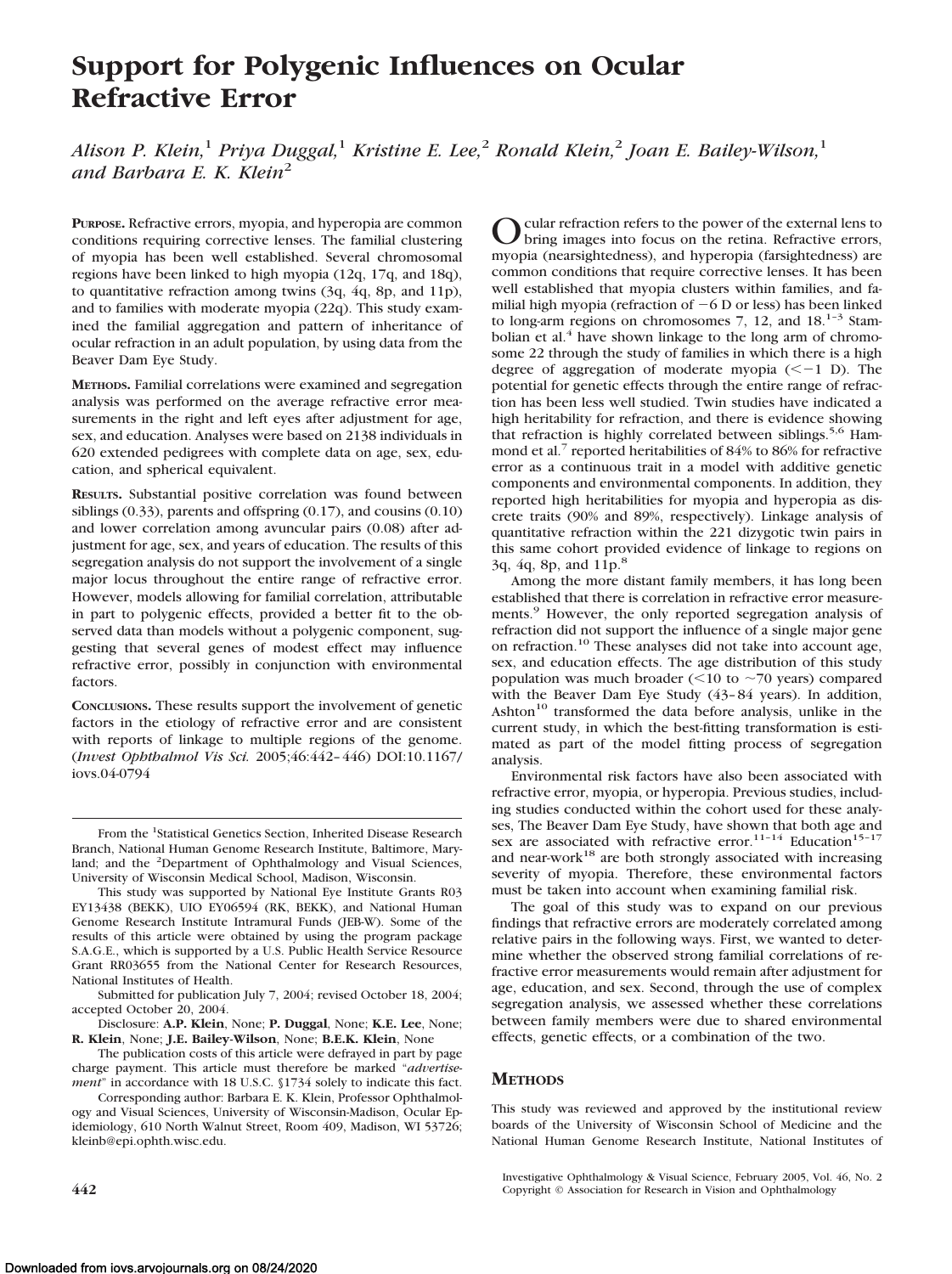# Support for Polygenic Influences on Ocular Refractive Error

*Alison P. Klein,[1] Priya Duggal,[1] Kristine E. Lee,[2] Ronald Klein,[2] Joan E. Bailey-Wilson,[1] and Barbara E. K. Klein[2]*

**PURPOSE.** Refractive errors, myopia, and hyperopia are common conditions requiring corrective lenses. The familial clustering of myopia has been well established. Several chromosomal regions have been linked to high myopia (12q, 17q, and 18q), to quantitative refraction among twins (3q, 4q, 8p, and 11p), and to families with moderate myopia (22q). This study examined the familial aggregation and pattern of inheritance of ocular refraction in an adult population, by using data from the Beaver Dam Eye Study.

**METHODS.** Familial correlations were examined and segregation analysis was performed on the average refractive error measurements in the right and left eyes after adjustment for age, sex, and education. Analyses were based on 2138 individuals in 620 extended pedigrees with complete data on age, sex, education, and spherical equivalent.

**RESULTS.** Substantial positive correlation was found between siblings (0.33), parents and offspring (0.17), and cousins (0.10) and lower correlation among avuncular pairs (0.08) after adjustment for age, sex, and years of education. The results of this segregation analysis do not support the involvement of a single major locus throughout the entire range of refractive error. However, models allowing for familial correlation, attributable in part to polygenic effects, provided a better fit to the observed data than models without a polygenic component, suggesting that several genes of modest effect may influence refractive error, possibly in conjunction with environmental factors.

**CONCLUSIONS.** These results support the involvement of genetic factors in the etiology of refractive error and are consistent with reports of linkage to multiple regions of the genome. (*Invest Ophthalmol Vis Sci.* 2005;46:442–446) DOI:10.1167/iovs.04-0794

From the [1]Statistical Genetics Section, Inherited Disease Research Branch, National Human Genome Research Institute, Baltimore, Maryland; and the [2]Department of Ophthalmology and Visual Sciences, University of Wisconsin Medical School, Madison, Wisconsin.

This study was supported by National Eye Institute Grants R03 EY13438 (BEKK), UIO EY06594 (RK, BEKK), and National Human Genome Research Institute Intramural Funds (JEB-W). Some of the results of this article were obtained by using the program package S.A.G.E., which is supported by a U.S. Public Health Service Resource Grant RR03655 from the National Center for Research Resources, National Institutes of Health.

Submitted for publication July 7, 2004; revised October 18, 2004; accepted October 20, 2004.

Disclosure: **A.P. Klein**, None; **P. Duggal**, None; **K.E. Lee**, None; **R. Klein**, None; **J.E. Bailey-Wilson**, None; **B.E.K. Klein**, None

The publication costs of this article were defrayed in part by page charge payment. This article must therefore be marked "*advertisement*" in accordance with 18 U.S.C. §1734 solely to indicate this fact.

Corresponding author: Barbara E. K. Klein, Professor Ophthalmology and Visual Sciences, University of Wisconsin-Madison, Ocular Epidemiology, 610 North Walnut Street, Room 409, Madison, WI 53726; kleinb@epi.ophth.wisc.edu.

Ocular refraction refers to the power of the external lens to bring images into focus on the retina. Refractive errors, myopia (nearsightedness), and hyperopia (farsightedness) are common conditions that require corrective lenses. It has been well established that myopia clusters within families, and familial high myopia (refraction of −6 D or less) has been linked to long-arm regions on chromosomes 7, 12, and 18.[1–3] Stambolian et al.[4] have shown linkage to the long arm of chromosome 22 through the study of families in which there is a high degree of aggregation of moderate myopia (<−1 D). The potential for genetic effects through the entire range of refraction has been less well studied. Twin studies have indicated a high heritability for refraction, and there is evidence showing that refraction is highly correlated between siblings.[5,6] Hammond et al.[7] reported heritabilities of 84% to 86% for refractive error as a continuous trait in a model with additive genetic components and environmental components. In addition, they reported high heritabilities for myopia and hyperopia as discrete traits (90% and 89%, respectively). Linkage analysis of quantitative refraction within the 221 dizygotic twin pairs in this same cohort provided evidence of linkage to regions on 3q, 4q, 8p, and 11p.[8]

Among the more distant family members, it has long been established that there is correlation in refractive error measurements.[9] However, the only reported segregation analysis of refraction did not support the influence of a single major gene on refraction.[10] These analyses did not take into account age, sex, and education effects. The age distribution of this study population was much broader (<10 to ~70 years) compared with the Beaver Dam Eye Study (43–84 years). In addition, Ashton[10] transformed the data before analysis, unlike in the current study, in which the best-fitting transformation is estimated as part of the model fitting process of segregation analysis.

Environmental risk factors have also been associated with refractive error, myopia, or hyperopia. Previous studies, including studies conducted within the cohort used for these analyses, The Beaver Dam Eye Study, have shown that both age and sex are associated with refractive error.[11–14] Education[15–17] and near-work[18] are both strongly associated with increasing severity of myopia. Therefore, these environmental factors must be taken into account when examining familial risk.

The goal of this study was to expand on our previous findings that refractive errors are moderately correlated among relative pairs in the following ways. First, we wanted to determine whether the observed strong familial correlations of refractive error measurements would remain after adjustment for age, education, and sex. Second, through the use of complex segregation analysis, we assessed whether these correlations between family members were due to shared environmental effects, genetic effects, or a combination of the two.

## METHODS

This study was reviewed and approved by the institutional review boards of the University of Wisconsin School of Medicine and the National Human Genome Research Institute, National Institutes of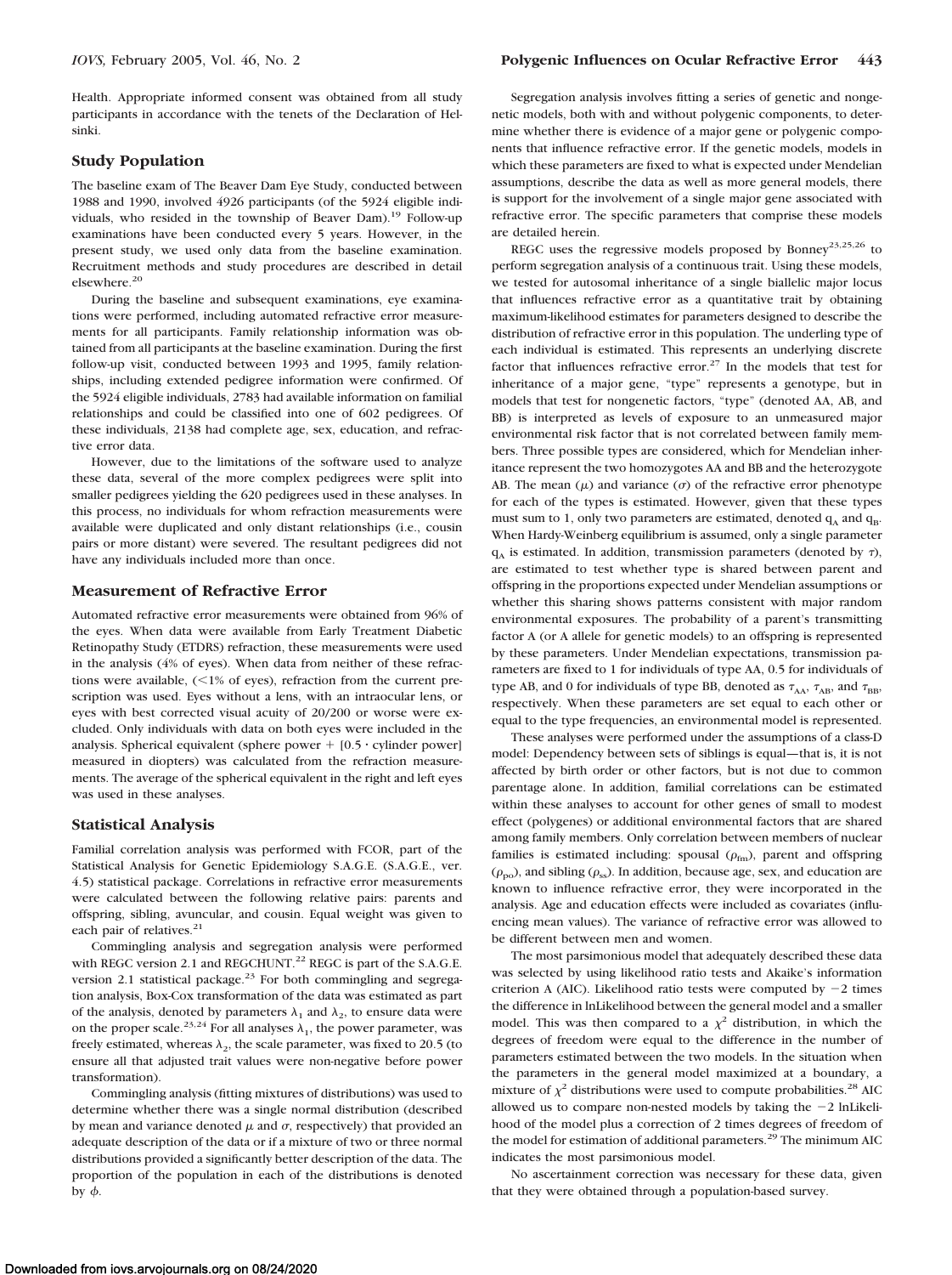Health. Appropriate informed consent was obtained from all study participants in accordance with the tenets of the Declaration of Helsinki.

## Study Population

The baseline exam of The Beaver Dam Eye Study, conducted between 1988 and 1990, involved 4926 participants (of the 5924 eligible individuals, who resided in the township of Beaver Dam).[19] Follow-up examinations have been conducted every 5 years. However, in the present study, we used only data from the baseline examination. Recruitment methods and study procedures are described in detail elsewhere.[20]

During the baseline and subsequent examinations, eye examinations were performed, including automated refractive error measurements for all participants. Family relationship information was obtained from all participants at the baseline examination. During the first follow-up visit, conducted between 1993 and 1995, family relationships, including extended pedigree information were confirmed. Of the 5924 eligible individuals, 2783 had available information on familial relationships and could be classified into one of 602 pedigrees. Of these individuals, 2138 had complete age, sex, education, and refractive error data.

However, due to the limitations of the software used to analyze these data, several of the more complex pedigrees were split into smaller pedigrees yielding the 620 pedigrees used in these analyses. In this process, no individuals for whom refraction measurements were available were duplicated and only distant relationships (i.e., cousin pairs or more distant) were severed. The resultant pedigrees did not have any individuals included more than once.

## Measurement of Refractive Error

Automated refractive error measurements were obtained from 96% of the eyes. When data were available from Early Treatment Diabetic Retinopathy Study (ETDRS) refraction, these measurements were used in the analysis (4% of eyes). When data from neither of these refractions were available, (<1% of eyes), refraction from the current prescription was used. Eyes without a lens, with an intraocular lens, or eyes with best corrected visual acuity of 20/200 or worse were excluded. Only individuals with data on both eyes were included in the analysis. Spherical equivalent (sphere power + [0.5 · cylinder power] measured in diopters) was calculated from the refraction measurements. The average of the spherical equivalent in the right and left eyes was used in these analyses.

## Statistical Analysis

Familial correlation analysis was performed with FCOR, part of the Statistical Analysis for Genetic Epidemiology S.A.G.E. (S.A.G.E., ver. 4.5) statistical package. Correlations in refractive error measurements were calculated between the following relative pairs: parents and offspring, sibling, avuncular, and cousin. Equal weight was given to each pair of relatives.[21]

Commingling analysis and segregation analysis were performed with REGC version 2.1 and REGCHUNT.[22] REGC is part of the S.A.G.E. version 2.1 statistical package.[23] For both commingling and segregation analysis, Box-Cox transformation of the data was estimated as part of the analysis, denoted by parameters $\lambda_1$ and $\lambda_2$, to ensure data were on the proper scale.[23,24] For all analyses $\lambda_1$, the power parameter, was freely estimated, whereas $\lambda_2$, the scale parameter, was fixed to 20.5 (to ensure all that adjusted trait values were non-negative before power transformation).

Commingling analysis (fitting mixtures of distributions) was used to determine whether there was a single normal distribution (described by mean and variance denoted $\mu$ and $\sigma$, respectively) that provided an adequate description of the data or if a mixture of two or three normal distributions provided a significantly better description of the data. The proportion of the population in each of the distributions is denoted by $\phi$.

Segregation analysis involves fitting a series of genetic and nongenetic models, both with and without polygenic components, to determine whether there is evidence of a major gene or polygenic components that influence refractive error. If the genetic models, models in which these parameters are fixed to what is expected under Mendelian assumptions, describe the data as well as more general models, there is support for the involvement of a single major gene associated with refractive error. The specific parameters that comprise these models are detailed herein.

REGC uses the regressive models proposed by Bonney[23,25,26] to perform segregation analysis of a continuous trait. Using these models, we tested for autosomal inheritance of a single biallelic major locus that influences refractive error as a quantitative trait by obtaining maximum-likelihood estimates for parameters designed to describe the distribution of refractive error in this population. The underling type of each individual is estimated. This represents an underlying discrete factor that influences refractive error.[27] In the models that test for inheritance of a major gene, "type" represents a genotype, but in models that test for nongenetic factors, "type" (denoted AA, AB, and BB) is interpreted as levels of exposure to an unmeasured major environmental risk factor that is not correlated between family members. Three possible types are considered, which for Mendelian inheritance represent the two homozygotes AA and BB and the heterozygote AB. The mean ($\mu$) and variance ($\sigma$) of the refractive error phenotype for each of the types is estimated. However, given that these types must sum to 1, only two parameters are estimated, denoted $q_A$ and $q_B$. When Hardy-Weinberg equilibrium is assumed, only a single parameter $q_A$ is estimated. In addition, transmission parameters (denoted by $\tau$), are estimated to test whether type is shared between parent and offspring in the proportions expected under Mendelian assumptions or whether this sharing shows patterns consistent with major random environmental exposures. The probability of a parent's transmitting factor A (or A allele for genetic models) to an offspring is represented by these parameters. Under Mendelian expectations, transmission parameters are fixed to 1 for individuals of type AA, 0.5 for individuals of type AB, and 0 for individuals of type BB, denoted as $\tau_{AA}$, $\tau_{AB}$, and $\tau_{BB}$, respectively. When these parameters are set equal to each other or equal to the type frequencies, an environmental model is represented.

These analyses were performed under the assumptions of a class-D model: Dependency between sets of siblings is equal—that is, it is not affected by birth order or other factors, but is not due to common parentage alone. In addition, familial correlations can be estimated within these analyses to account for other genes of small to modest effect (polygenes) or additional environmental factors that are shared among family members. Only correlation between members of nuclear families is estimated including: spousal ($\rho_{fm}$), parent and offspring ($\rho_{po}$), and sibling ($\rho_{ss}$). In addition, because age, sex, and education are known to influence refractive error, they were incorporated in the analysis. Age and education effects were included as covariates (influencing mean values). The variance of refractive error was allowed to be different between men and women.

The most parsimonious model that adequately described these data was selected by using likelihood ratio tests and Akaike's information criterion A (AIC). Likelihood ratio tests were computed by −2 times the difference in lnLikelihood between the general model and a smaller model. This was then compared to a $\chi^2$ distribution, in which the degrees of freedom were equal to the difference in the number of parameters estimated between the two models. In the situation when the parameters in the general model maximized at a boundary, a mixture of $\chi^2$ distributions were used to compute probabilities.[28] AIC allowed us to compare non-nested models by taking the −2 lnLikelihood of the model plus a correction of 2 times degrees of freedom of the model for estimation of additional parameters.[29] The minimum AIC indicates the most parsimonious model.

No ascertainment correction was necessary for these data, given that they were obtained through a population-based survey.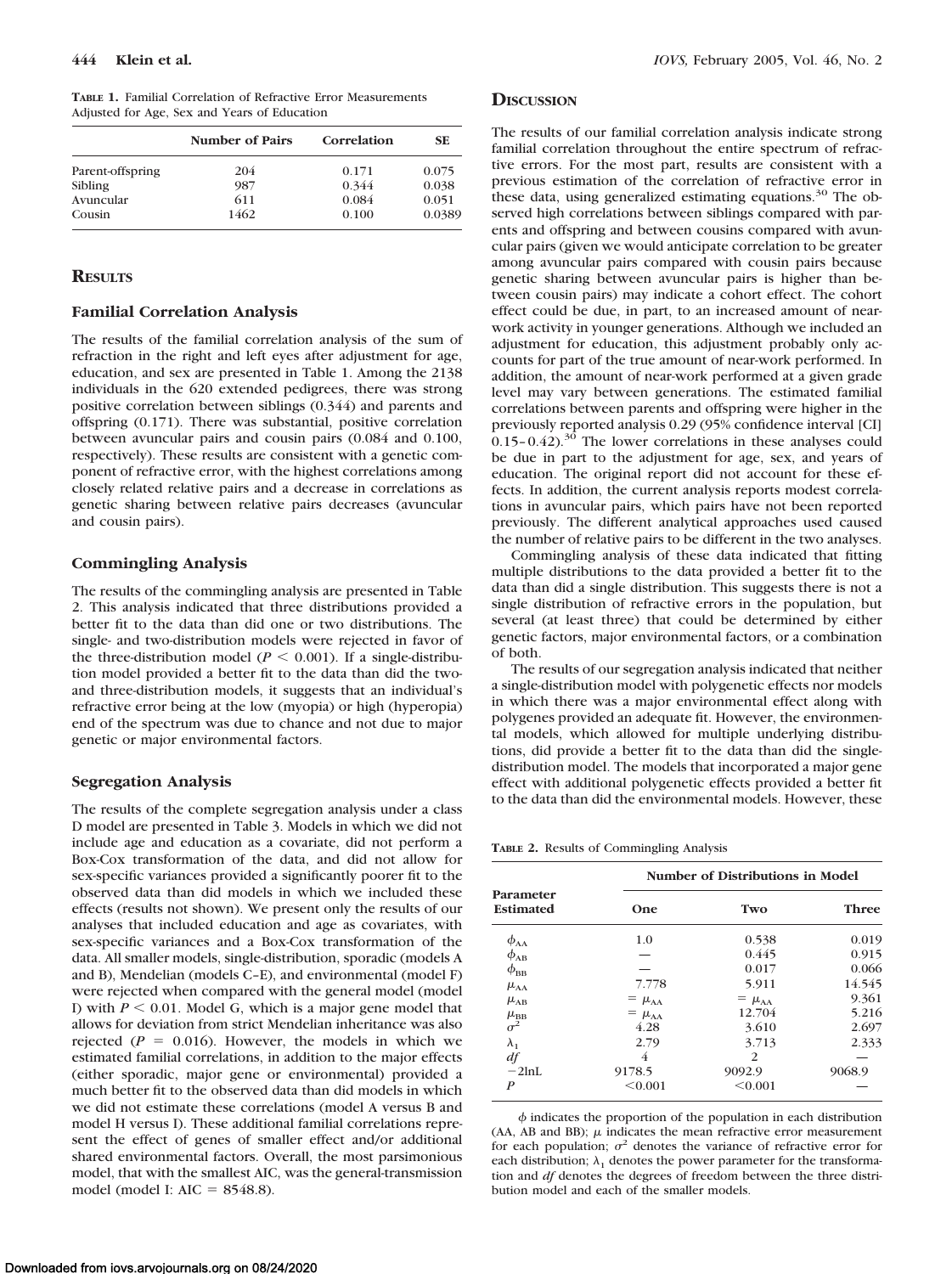**Table 1.** Familial Correlation of Refractive Error Measurements Adjusted for Age, Sex and Years of Education

| | Number of Pairs | Correlation | SE |
|---|---|---|---|
| Parent-offspring | 204 | 0.171 | 0.075 |
| Sibling | 987 | 0.344 | 0.038 |
| Avuncular | 611 | 0.084 | 0.051 |
| Cousin | 1462 | 0.100 | 0.0389 |

## Results

### Familial Correlation Analysis

The results of the familial correlation analysis of the sum of refraction in the right and left eyes after adjustment for age, education, and sex are presented in Table 1. Among the 2138 individuals in the 620 extended pedigrees, there was strong positive correlation between siblings (0.344) and parents and offspring (0.171). There was substantial, positive correlation between avuncular pairs and cousin pairs (0.084 and 0.100, respectively). These results are consistent with a genetic component of refractive error, with the highest correlations among closely related relative pairs and a decrease in correlations as genetic sharing between relative pairs decreases (avuncular and cousin pairs).

### Commingling Analysis

The results of the commingling analysis are presented in Table 2. This analysis indicated that three distributions provided a better fit to the data than did one or two distributions. The single- and two-distribution models were rejected in favor of the three-distribution model ($P < 0.001$). If a single-distribution model provided a better fit to the data than did the two- and three-distribution models, it suggests that an individual's refractive error being at the low (myopia) or high (hyperopia) end of the spectrum was due to chance and not due to major genetic or major environmental factors.

### Segregation Analysis

The results of the complete segregation analysis under a class D model are presented in Table 3. Models in which we did not include age and education as a covariate, did not perform a Box-Cox transformation of the data, and did not allow for sex-specific variances provided a significantly poorer fit to the observed data than did models in which we included these effects (results not shown). We present only the results of our analyses that included education and age as covariates, with sex-specific variances and a Box-Cox transformation of the data. All smaller models, single-distribution, sporadic (models A and B), Mendelian (models C–E), and environmental (model F) were rejected when compared with the general model (model I) with $P < 0.01$. Model G, which is a major gene model that allows for deviation from strict Mendelian inheritance was also rejected ($P = 0.016$). However, the models in which we estimated familial correlations, in addition to the major effects (either sporadic, major gene or environmental) provided a much better fit to the observed data than did models in which we did not estimate these correlations (model A versus B and model H versus I). These additional familial correlations represent the effect of genes of smaller effect and/or additional shared environmental factors. Overall, the most parsimonious model, that with the smallest AIC, was the general-transmission model (model I: AIC = 8548.8).

## Discussion

The results of our familial correlation analysis indicate strong familial correlation throughout the entire spectrum of refractive errors. For the most part, results are consistent with a previous estimation of the correlation of refractive error in these data, using generalized estimating equations.[30] The observed high correlations between siblings compared with parents and offspring and between cousins compared with avuncular pairs (given we would anticipate correlation to be greater among avuncular pairs compared with cousin pairs because genetic sharing between avuncular pairs is higher than between cousin pairs) may indicate a cohort effect. The cohort effect could be due, in part, to an increased amount of near-work activity in younger generations. Although we included an adjustment for education, this adjustment probably only accounts for part of the true amount of near-work performed. In addition, the amount of near-work performed at a given grade level may vary between generations. The estimated familial correlations between parents and offspring were higher in the previously reported analysis 0.29 (95% confidence interval [CI] 0.15–0.42).[30] The lower correlations in these analyses could be due in part to the adjustment for age, sex, and years of education. The original report did not account for these effects. In addition, the current analysis reports modest correlations in avuncular pairs, which pairs have not been reported previously. The different analytical approaches used caused the number of relative pairs to be different in the two analyses.

Commingling analysis of these data indicated that fitting multiple distributions to the data provided a better fit to the data than did a single distribution. This suggests there is not a single distribution of refractive errors in the population, but several (at least three) that could be determined by either genetic factors, major environmental factors, or a combination of both.

The results of our segregation analysis indicated that neither a single-distribution model with polygenetic effects nor models in which there was a major environmental effect along with polygenes provided an adequate fit. However, the environmental models, which allowed for multiple underlying distributions, did provide a better fit to the data than did the single-distribution model. The models that incorporated a major gene effect with additional polygenetic effects provided a better fit to the data than did the environmental models. However, these

**Table 2.** Results of Commingling Analysis

| Parameter Estimated | Number of Distributions in Model | | |
|---|---|---|---|
| | One | Two | Three |
| $\phi_{AA}$ | 1.0 | 0.538 | 0.019 |
| $\phi_{AB}$ | — | 0.445 | 0.915 |
| $\phi_{BB}$ | — | 0.017 | 0.066 |
| $\mu_{AA}$ | 7.778 | 5.911 | 14.545 |
| $\mu_{AB}$ | $= \mu_{AA}$ | $= \mu_{AA}$ | 9.361 |
| $\mu_{BB}$ | $= \mu_{AA}$ | 12.704 | 5.216 |
| $\sigma^2$ | 4.28 | 3.610 | 2.697 |
| $\lambda_1$ | 2.79 | 3.713 | 2.333 |
| *df* | 4 | 2 | — |
| $-2\ln L$ | 9178.5 | 9092.9 | 9068.9 |
| *P* | <0.001 | <0.001 | — |

$\phi$ indicates the proportion of the population in each distribution (AA, AB and BB); $\mu$ indicates the mean refractive error measurement for each population; $\sigma^2$ denotes the variance of refractive error for each distribution; $\lambda_1$ denotes the power parameter for the transformation and *df* denotes the degrees of freedom between the three distribution model and each of the smaller models.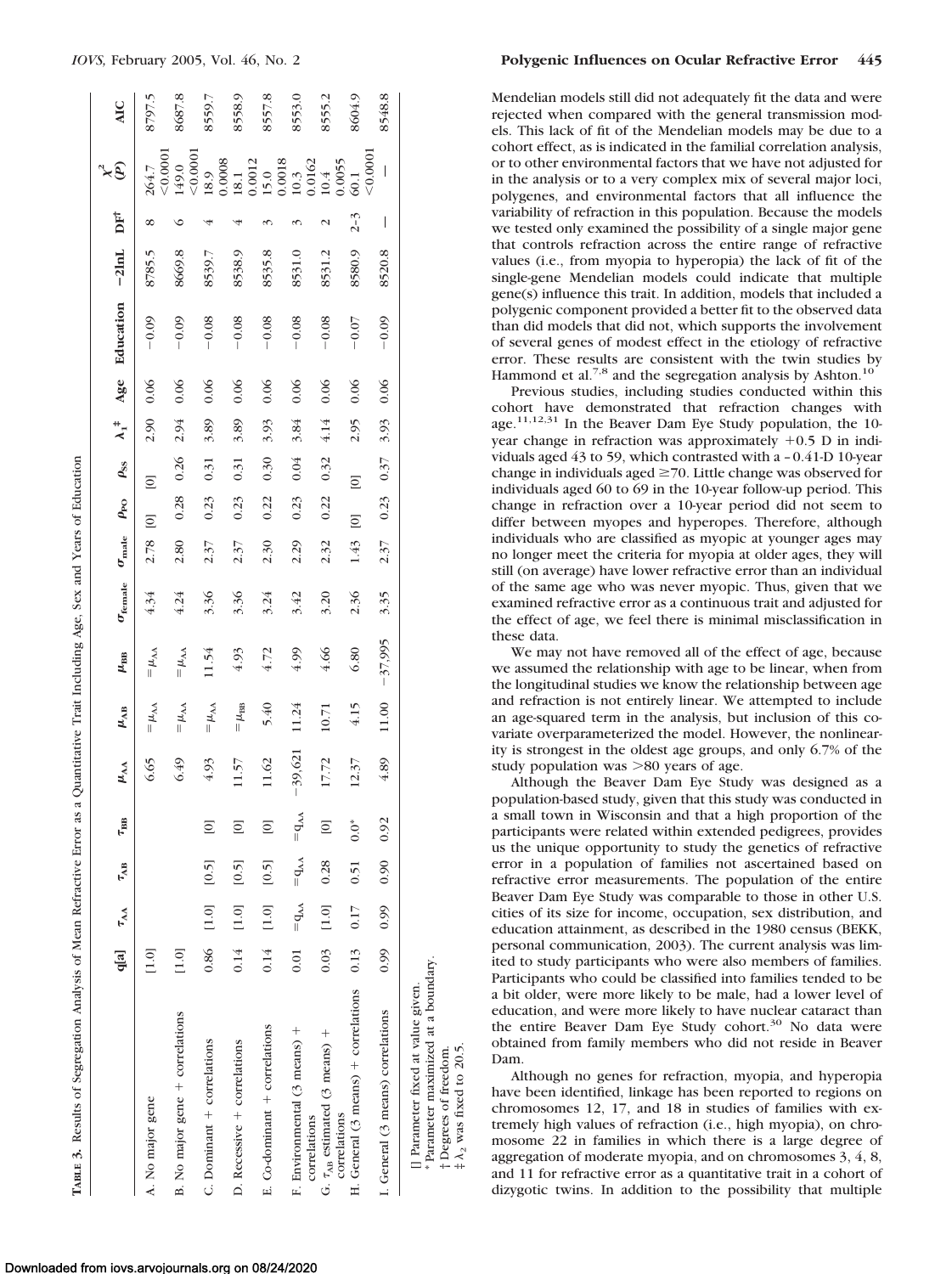**Table 3.** Results of Segregation Analysis of Mean Refractive Error as a Quantitative Trait Including Age, Sex and Years of Education

| | q[a] | $\tau_{AA}$ | $\tau_{AB}$ | $\tau_{BB}$ | $\mu_{AA}$ | $\mu_{AB}$ | $\mu_{BB}$ | $\sigma_{female}$ | $\sigma_{male}$ | $\rho_{PO}$ | $\rho_{SS}$ | $\lambda_1$‡ | Age | Education | −2lnL | DF† | $\chi^2$ (P) | AIC |
|---|---|---|---|---|---|---|---|---|---|---|---|---|---|---|---|---|---|---|
| A. No major gene | [1.0] | | | | 6.65 | $=\mu_{AA}$ | $=\mu_{AA}$ | 4.34 | 2.78 | [0] | [0] | 2.90 | 0.06 | −0.09 | 8785.5 | 8 | 264.7 <0.0001 | 8797.5 |
| B. No major gene + correlations | [1.0] | | | | 6.49 | $=\mu_{AA}$ | $=\mu_{AA}$ | 4.24 | 2.80 | 0.28 | 0.26 | 2.94 | 0.06 | −0.09 | 8669.8 | 6 | 149.0 <0.0001 | 8687.8 |
| C. Dominant + correlations | 0.86 | [1.0] | [0.5] | [0] | 4.93 | $=\mu_{AA}$ | 11.54 | 3.36 | 2.37 | 0.23 | 0.31 | 3.89 | 0.06 | −0.08 | 8539.7 | 4 | 18.9 0.0008 | 8559.7 |
| D. Recessive + correlations | 0.14 | [1.0] | [0.5] | [0] | 11.57 | $=\mu_{BB}$ | 4.93 | 3.36 | 2.37 | 0.23 | 0.31 | 3.89 | 0.06 | −0.08 | 8538.9 | 4 | 18.1 0.0012 | 8558.9 |
| E. Co-dominant + correlations | 0.14 | [1.0] | [0.5] | [0] | 11.62 | 5.40 | 4.72 | 3.24 | 2.30 | 0.22 | 0.30 | 3.93 | 0.06 | −0.08 | 8535.8 | 3 | 15.0 0.0018 | 8557.8 |
| F. Environmental (3 means) + correlations | 0.01 | $=q_{AA}$ | $=q_{AA}$ | $=q_{AA}$ | −39,621 | 11.24 | 4.99 | 3.42 | 2.29 | 0.23 | 0.04 | 3.84 | 0.06 | −0.08 | 8531.0 | 3 | 10.3 0.0162 | 8553.0 |
| G. $\tau_{AB}$ estimated (3 means) + correlations | 0.03 | [1.0] | 0.28 | [0] | 17.72 | 10.71 | 4.66 | 3.20 | 2.32 | 0.22 | 0.32 | 4.14 | 0.06 | −0.08 | 8531.2 | 2 | 10.4 0.0055 | 8555.2 |
| H. General (3 means) + correlations | 0.13 | 0.17 | 0.51 | 0.0* | 12.37 | 4.15 | 6.80 | 2.36 | 1.43 | [0] | [0] | 2.95 | 0.06 | −0.07 | 8580.9 | 2–3 | 60.1 <0.0001 | 8604.9 |
| I. General (3 means) correlations | 0.99 | 0.99 | 0.90 | 0.92 | 4.89 | 11.00 | −37,995 | 3.35 | 2.37 | 0.23 | 0.37 | 3.93 | 0.06 | −0.09 | 8520.8 | — | — | 8548.8 |

[] Parameter fixed at value given.
\* Parameter maximized at a boundary.
† Degrees of freedom.
‡ $\lambda_2$ was fixed to 20.5.

Mendelian models still did not adequately fit the data and were rejected when compared with the general transmission models. This lack of fit of the Mendelian models may be due to a cohort effect, as is indicated in the familial correlation analysis, or to other environmental factors that we have not adjusted for in the analysis or to a very complex mix of several major loci, polygenes, and environmental factors that all influence the variability of refraction in this population. Because the models we tested only examined the possibility of a single major gene that controls refraction across the entire range of refractive values (i.e., from myopia to hyperopia) the lack of fit of the single-gene Mendelian models could indicate that multiple gene(s) influence this trait. In addition, models that included a polygenic component provided a better fit to the observed data than did models that did not, which supports the involvement of several genes of modest effect in the etiology of refractive error. These results are consistent with the twin studies by Hammond et al.[7,8] and the segregation analysis by Ashton.[10]

Previous studies, including studies conducted within this cohort have demonstrated that refraction changes with age.[11,12,31] In the Beaver Dam Eye Study population, the 10-year change in refraction was approximately +0.5 D in individuals aged 43 to 59, which contrasted with a −0.41-D 10-year change in individuals aged ≥70. Little change was observed for individuals aged 60 to 69 in the 10-year follow-up period. This change in refraction over a 10-year period did not seem to differ between myopes and hyperopes. Therefore, although individuals who are classified as myopic at younger ages may no longer meet the criteria for myopia at older ages, they will still (on average) have lower refractive error than an individual of the same age who was never myopic. Thus, given that we examined refractive error as a continuous trait and adjusted for the effect of age, we feel there is minimal misclassification in these data.

We may not have removed all of the effect of age, because we assumed the relationship with age to be linear, when from the longitudinal studies we know the relationship between age and refraction is not entirely linear. We attempted to include an age-squared term in the analysis, but inclusion of this covariate overparameterized the model. However, the nonlinearity is strongest in the oldest age groups, and only 6.7% of the study population was >80 years of age.

Although the Beaver Dam Eye Study was designed as a population-based study, given that this study was conducted in a small town in Wisconsin and that a high proportion of the participants were related within extended pedigrees, provides us the unique opportunity to study the genetics of refractive error in a population of families not ascertained based on refractive error measurements. The population of the entire Beaver Dam Eye Study was comparable to those in other U.S. cities of its size for income, occupation, sex distribution, and education attainment, as described in the 1980 census (BEKK, personal communication, 2003). The current analysis was limited to study participants who were also members of families. Participants who could be classified into families tended to be a bit older, were more likely to be male, had a lower level of education, and were more likely to have nuclear cataract than the entire Beaver Dam Eye Study cohort.[30] No data were obtained from family members who did not reside in Beaver Dam.

Although no genes for refraction, myopia, and hyperopia have been identified, linkage has been reported to regions on chromosomes 12, 17, and 18 in studies of families with extremely high values of refraction (i.e., high myopia), on chromosome 22 in families in which there is a large degree of aggregation of moderate myopia, and on chromosomes 3, 4, 8, and 11 for refractive error as a quantitative trait in a cohort of dizygotic twins. In addition to the possibility that multiple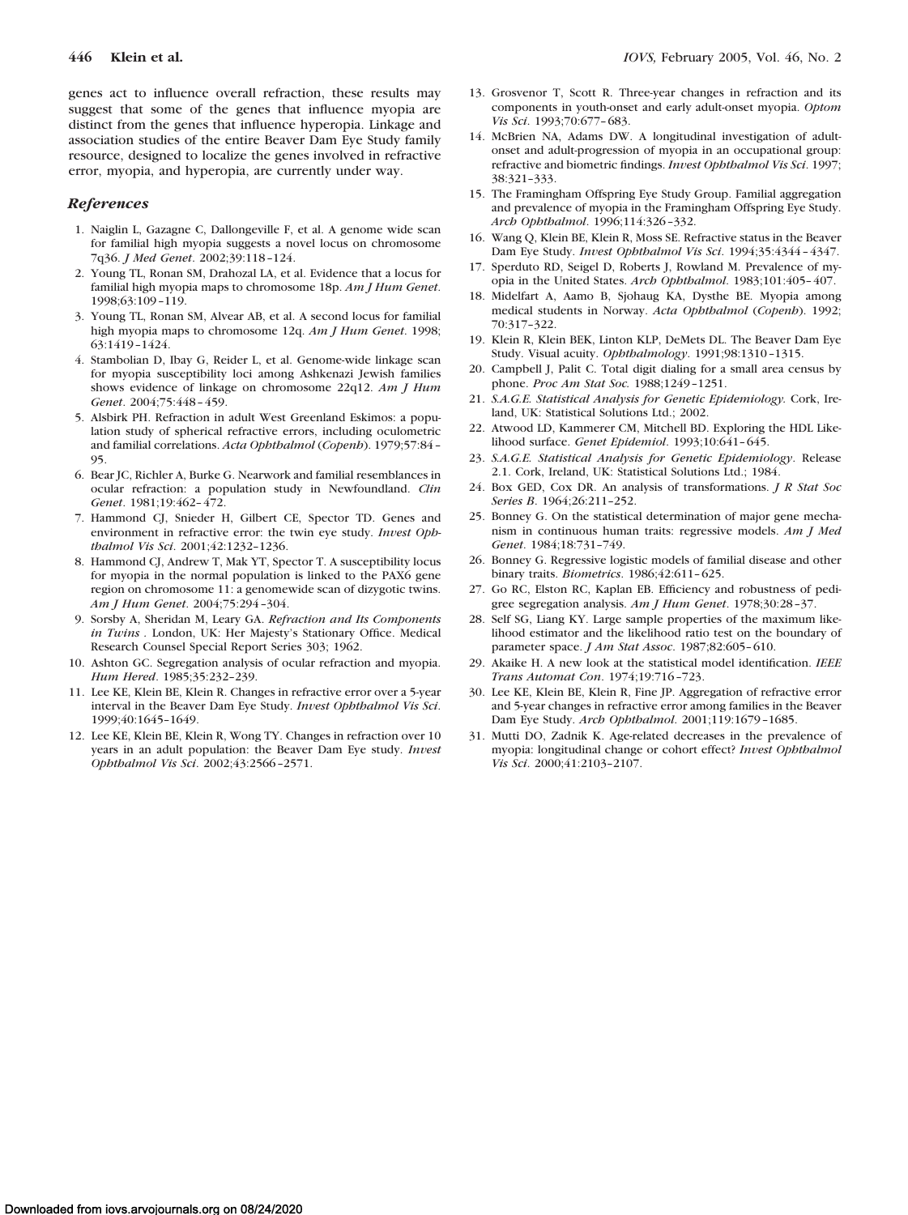genes act to influence overall refraction, these results may suggest that some of the genes that influence myopia are distinct from the genes that influence hyperopia. Linkage and association studies of the entire Beaver Dam Eye Study family resource, designed to localize the genes involved in refractive error, myopia, and hyperopia, are currently under way.

## *References*

1. Naiglin L, Gazagne C, Dallongeville F, et al. A genome wide scan for familial high myopia suggests a novel locus on chromosome 7q36. *J Med Genet*. 2002;39:118–124.
2. Young TL, Ronan SM, Drahozal LA, et al. Evidence that a locus for familial high myopia maps to chromosome 18p. *Am J Hum Genet*. 1998;63:109–119.
3. Young TL, Ronan SM, Alvear AB, et al. A second locus for familial high myopia maps to chromosome 12q. *Am J Hum Genet*. 1998; 63:1419–1424.
4. Stambolian D, Ibay G, Reider L, et al. Genome-wide linkage scan for myopia susceptibility loci among Ashkenazi Jewish families shows evidence of linkage on chromosome 22q12. *Am J Hum Genet*. 2004;75:448–459.
5. Alsbirk PH. Refraction in adult West Greenland Eskimos: a population study of spherical refractive errors, including oculometric and familial correlations. *Acta Ophthalmol (Copenh)*. 1979;57:84–95.
6. Bear JC, Richler A, Burke G. Nearwork and familial resemblances in ocular refraction: a population study in Newfoundland. *Clin Genet*. 1981;19:462–472.
7. Hammond CJ, Snieder H, Gilbert CE, Spector TD. Genes and environment in refractive error: the twin eye study. *Invest Ophthalmol Vis Sci*. 2001;42:1232–1236.
8. Hammond CJ, Andrew T, Mak YT, Spector T. A susceptibility locus for myopia in the normal population is linked to the PAX6 gene region on chromosome 11: a genomewide scan of dizygotic twins. *Am J Hum Genet*. 2004;75:294–304.
9. Sorsby A, Sheridan M, Leary GA. *Refraction and Its Components in Twins* . London, UK: Her Majesty's Stationary Office. Medical Research Counsel Special Report Series 303; 1962.
10. Ashton GC. Segregation analysis of ocular refraction and myopia. *Hum Hered*. 1985;35:232–239.
11. Lee KE, Klein BE, Klein R. Changes in refractive error over a 5-year interval in the Beaver Dam Eye Study. *Invest Ophthalmol Vis Sci*. 1999;40:1645–1649.
12. Lee KE, Klein BE, Klein R, Wong TY. Changes in refraction over 10 years in an adult population: the Beaver Dam Eye study. *Invest Ophthalmol Vis Sci*. 2002;43:2566–2571.
13. Grosvenor T, Scott R. Three-year changes in refraction and its components in youth-onset and early adult-onset myopia. *Optom Vis Sci*. 1993;70:677–683.
14. McBrien NA, Adams DW. A longitudinal investigation of adult-onset and adult-progression of myopia in an occupational group: refractive and biometric findings. *Invest Ophthalmol Vis Sci*. 1997; 38:321–333.
15. The Framingham Offspring Eye Study Group. Familial aggregation and prevalence of myopia in the Framingham Offspring Eye Study. *Arch Ophthalmol*. 1996;114:326–332.
16. Wang Q, Klein BE, Klein R, Moss SE. Refractive status in the Beaver Dam Eye Study. *Invest Ophthalmol Vis Sci*. 1994;35:4344–4347.
17. Sperduto RD, Seigel D, Roberts J, Rowland M. Prevalence of myopia in the United States. *Arch Ophthalmol*. 1983;101:405–407.
18. Midelfart A, Aamo B, Sjohaug KA, Dysthe BE. Myopia among medical students in Norway. *Acta Ophthalmol (Copenh)*. 1992; 70:317–322.
19. Klein R, Klein BEK, Linton KLP, DeMets DL. The Beaver Dam Eye Study. Visual acuity. *Ophthalmology*. 1991;98:1310–1315.
20. Campbell J, Palit C. Total digit dialing for a small area census by phone. *Proc Am Stat Soc*. 1988;1249–1251.
21. *S.A.G.E. Statistical Analysis for Genetic Epidemiology.* Cork, Ireland, UK: Statistical Solutions Ltd.; 2002.
22. Atwood LD, Kammerer CM, Mitchell BD. Exploring the HDL Likelihood surface. *Genet Epidemiol*. 1993;10:641–645.
23. *S.A.G.E. Statistical Analysis for Genetic Epidemiology*. Release 2.1. Cork, Ireland, UK: Statistical Solutions Ltd.; 1984.
24. Box GED, Cox DR. An analysis of transformations. *J R Stat Soc Series B*. 1964;26:211–252.
25. Bonney G. On the statistical determination of major gene mechanism in continuous human traits: regressive models. *Am J Med Genet*. 1984;18:731–749.
26. Bonney G. Regressive logistic models of familial disease and other binary traits. *Biometrics*. 1986;42:611–625.
27. Go RC, Elston RC, Kaplan EB. Efficiency and robustness of pedigree segregation analysis. *Am J Hum Genet*. 1978;30:28–37.
28. Self SG, Liang KY. Large sample properties of the maximum likelihood estimator and the likelihood ratio test on the boundary of parameter space. *J Am Stat Assoc*. 1987;82:605–610.
29. Akaike H. A new look at the statistical model identification. *IEEE Trans Automat Con*. 1974;19:716–723.
30. Lee KE, Klein BE, Klein R, Fine JP. Aggregation of refractive error and 5-year changes in refractive error among families in the Beaver Dam Eye Study. *Arch Ophthalmol*. 2001;119:1679–1685.
31. Mutti DO, Zadnik K. Age-related decreases in the prevalence of myopia: longitudinal change or cohort effect? *Invest Ophthalmol Vis Sci*. 2000;41:2103–2107.